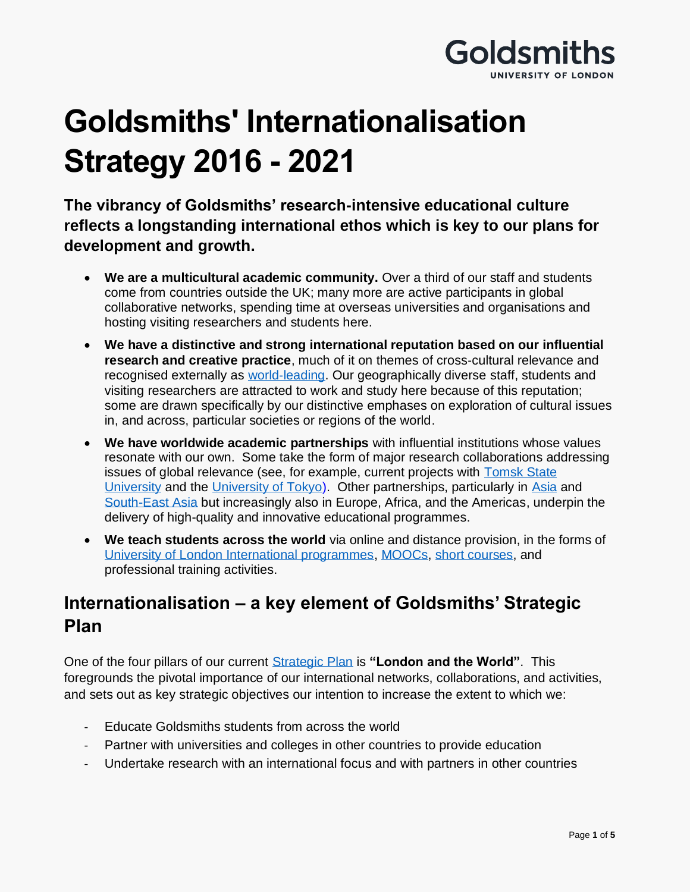# Goldsmiths' Internationalisation Strategy 2016 - 2021

**The vibrancy of Goldsmiths' research-intensive educational culture reflects a longstanding international ethos which is key to our plans for development and growth.**

- **We are a multicultural academic community.** Over a third of our staff and students come from countries outside the UK; many more are active participants in global collaborative networks, spending time at overseas universities and organisations and hosting visiting researchers and students here.
- **We have a distinctive and strong international reputation based on our influential research and creative practice**, much of it on themes of cross-cultural relevance and recognised externally as world-leading. Our geographically diverse staff, students and visiting researchers are attracted to work and study here because of this reputation; some are drawn specifically by our distinctive emphases on exploration of cultural issues in, and across, particular societies or regions of the world.
- **We have worldwide academic partnerships** with influential institutions whose values resonate with our own. Some take the form of major research collaborations addressing issues of global relevance (see, for example, current projects with Tomsk State University and the University of Tokyo). Other partnerships, particularly in Asia and South-East Asia but increasingly also in Europe, Africa, and the Americas, underpin the delivery of high-quality and innovative educational programmes.
- **We teach students across the world** via online and distance provision, in the forms of University of London International programmes, MOOCs, short courses, and professional training activities.

## Internationalisation – a key element of Goldsmiths' Strategic Plan

One of the four pillars of our current Strategic Plan is **"London and the World"**. This foregrounds the pivotal importance of our international networks, collaborations, and activities, and sets out as key strategic objectives our intention to increase the extent to which we:

- Educate Goldsmiths students from across the world
- Partner with universities and colleges in other countries to provide education
- Undertake research with an international focus and with partners in other countries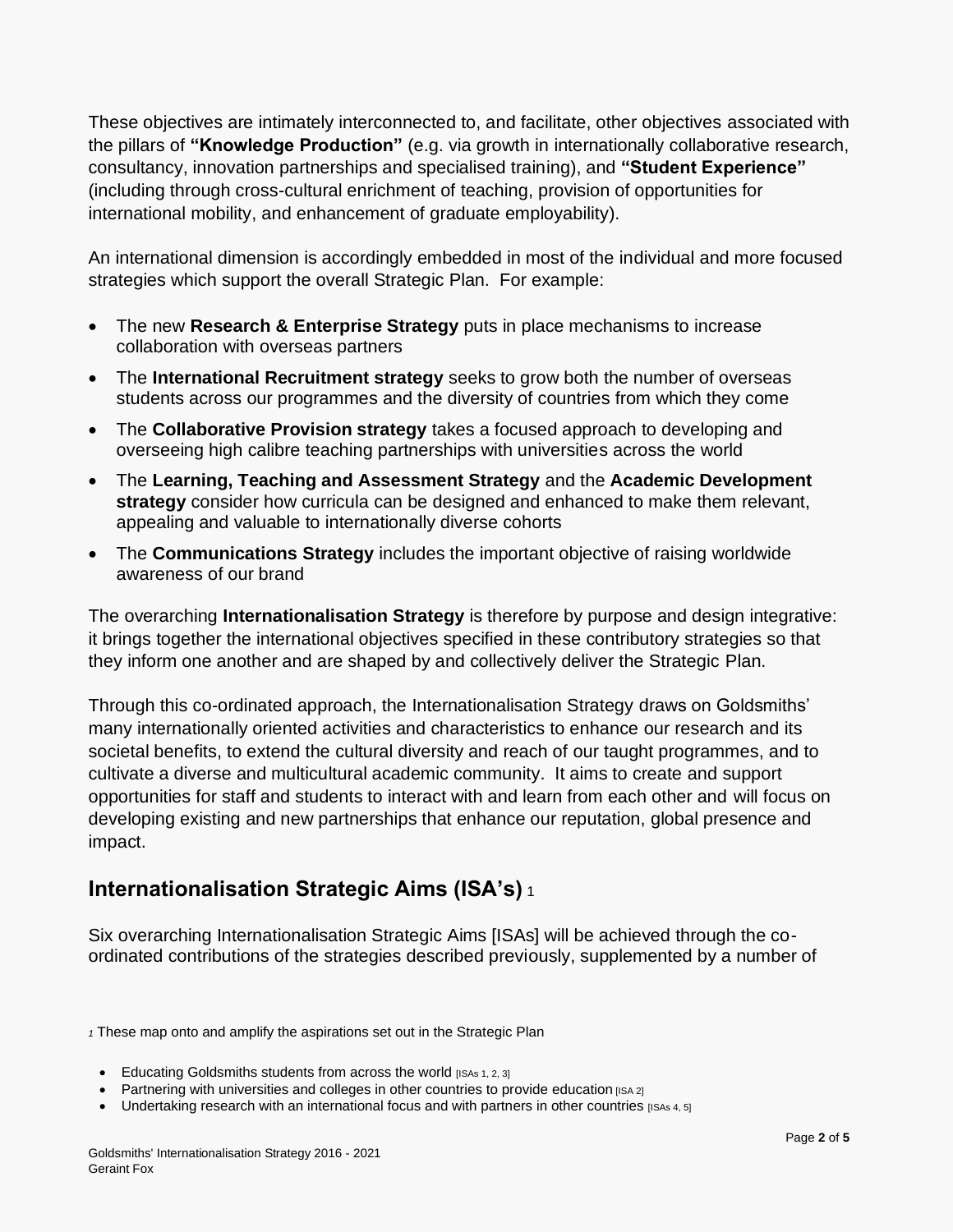These objectives are intimately interconnected to, and facilitate, other objectives associated with the pillars of **"Knowledge Production"** (e.g. via growth in internationally collaborative research, consultancy, innovation partnerships and specialised training), and **"Student Experience"** (including through cross-cultural enrichment of teaching, provision of opportunities for international mobility, and enhancement of graduate employability).

An international dimension is accordingly embedded in most of the individual and more focused strategies which support the overall Strategic Plan. For example:

- The new **Research & Enterprise Strategy** puts in place mechanisms to increase collaboration with overseas partners
- The **International Recruitment strategy** seeks to grow both the number of overseas students across our programmes and the diversity of countries from which they come
- The **Collaborative Provision strategy** takes a focused approach to developing and overseeing high calibre teaching partnerships with universities across the world
- The **Learning, Teaching and Assessment Strategy** and the **Academic Development strategy** consider how curricula can be designed and enhanced to make them relevant, appealing and valuable to internationally diverse cohorts
- The **Communications Strategy** includes the important objective of raising worldwide awareness of our brand

The overarching **Internationalisation Strategy** is therefore by purpose and design integrative: it brings together the international objectives specified in these contributory strategies so that they inform one another and are shaped by and collectively deliver the Strategic Plan.

Through this co-ordinated approach, the Internationalisation Strategy draws on Goldsmiths' many internationally oriented activities and characteristics to enhance our research and its societal benefits, to extend the cultural diversity and reach of our taught programmes, and to cultivate a diverse and multicultural academic community. It aims to create and support opportunities for staff and students to interact with and learn from each other and will focus on developing existing and new partnerships that enhance our reputation, global presence and impact.

## Internationalisation Strategic Aims (ISA's) [1]

Six overarching Internationalisation Strategic Aims [ISAs] will be achieved through the co-ordinated contributions of the strategies described previously, supplemented by a number of

[1] These map onto and amplify the aspirations set out in the Strategic Plan

- Educating Goldsmiths students from across the world [ISAs 1, 2, 3]
- Partnering with universities and colleges in other countries to provide education [ISA 2]
- Undertaking research with an international focus and with partners in other countries [ISAs 4, 5]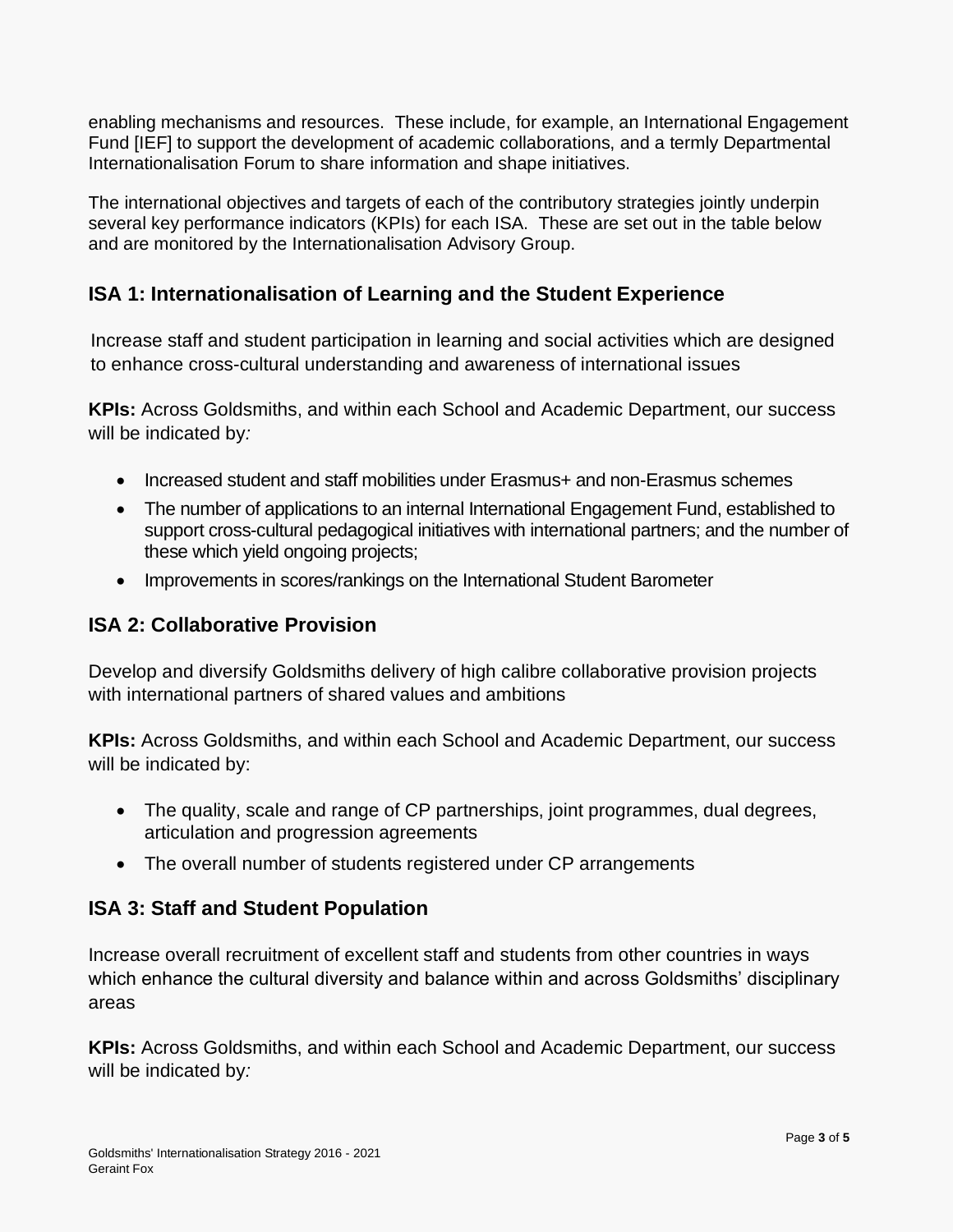enabling mechanisms and resources. These include, for example, an International Engagement Fund [IEF] to support the development of academic collaborations, and a termly Departmental Internationalisation Forum to share information and shape initiatives.

The international objectives and targets of each of the contributory strategies jointly underpin several key performance indicators (KPIs) for each ISA. These are set out in the table below and are monitored by the Internationalisation Advisory Group.

## ISA 1: Internationalisation of Learning and the Student Experience

Increase staff and student participation in learning and social activities which are designed to enhance cross-cultural understanding and awareness of international issues

**KPIs:** Across Goldsmiths, and within each School and Academic Department, our success will be indicated by*:*

- Increased student and staff mobilities under Erasmus+ and non-Erasmus schemes
- The number of applications to an internal International Engagement Fund, established to support cross-cultural pedagogical initiatives with international partners; and the number of these which yield ongoing projects;
- Improvements in scores/rankings on the International Student Barometer

## ISA 2: Collaborative Provision

Develop and diversify Goldsmiths delivery of high calibre collaborative provision projects with international partners of shared values and ambitions

**KPIs:** Across Goldsmiths, and within each School and Academic Department, our success will be indicated by:

- The quality, scale and range of CP partnerships, joint programmes, dual degrees, articulation and progression agreements
- The overall number of students registered under CP arrangements

## ISA 3: Staff and Student Population

Increase overall recruitment of excellent staff and students from other countries in ways which enhance the cultural diversity and balance within and across Goldsmiths' disciplinary areas

**KPIs:** Across Goldsmiths, and within each School and Academic Department, our success will be indicated by*:*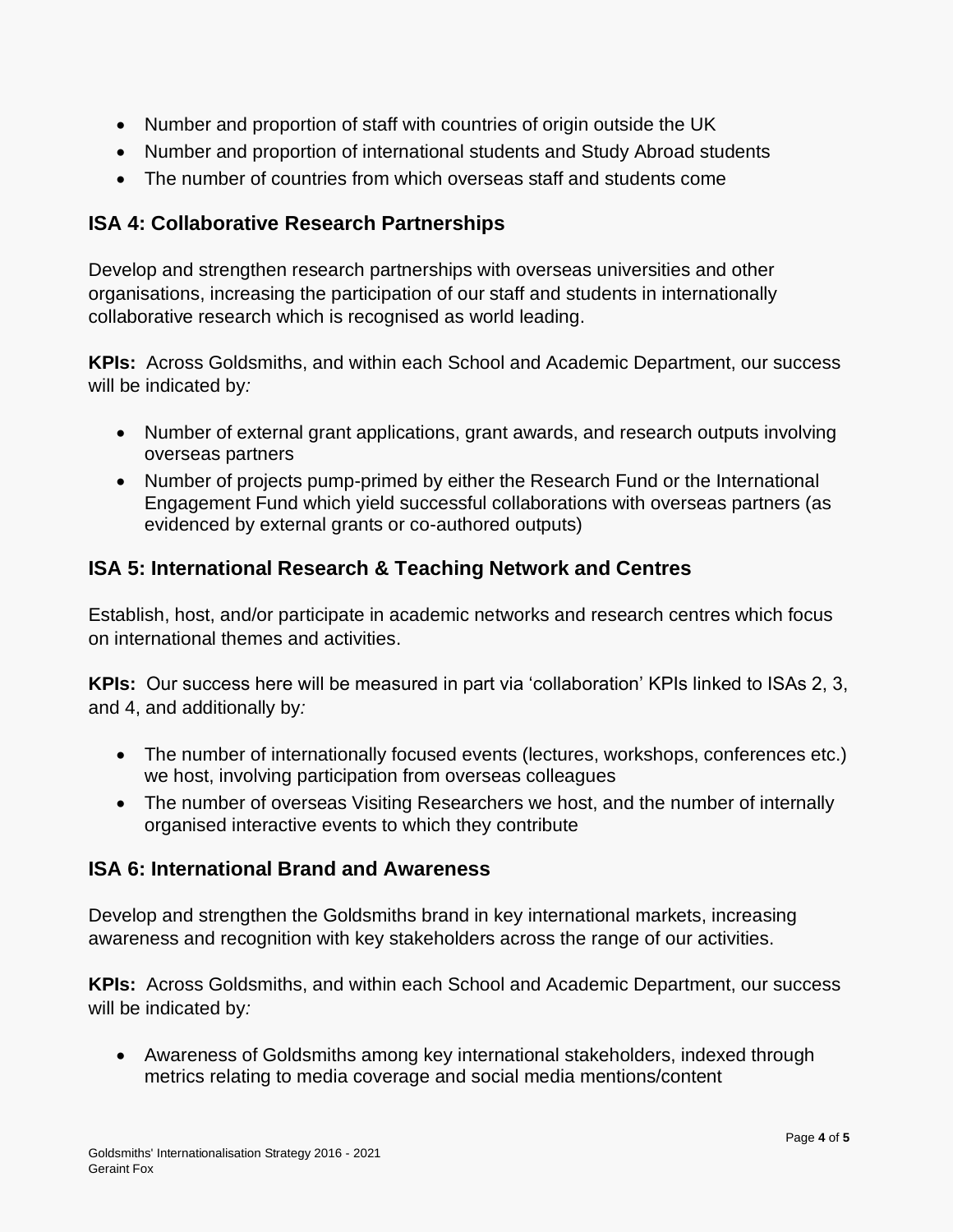- Number and proportion of staff with countries of origin outside the UK
- Number and proportion of international students and Study Abroad students
- The number of countries from which overseas staff and students come

## ISA 4: Collaborative Research Partnerships

Develop and strengthen research partnerships with overseas universities and other organisations, increasing the participation of our staff and students in internationally collaborative research which is recognised as world leading.

**KPIs:** Across Goldsmiths, and within each School and Academic Department, our success will be indicated by*:*

- Number of external grant applications, grant awards, and research outputs involving overseas partners
- Number of projects pump-primed by either the Research Fund or the International Engagement Fund which yield successful collaborations with overseas partners (as evidenced by external grants or co-authored outputs)

## ISA 5: International Research & Teaching Network and Centres

Establish, host, and/or participate in academic networks and research centres which focus on international themes and activities.

**KPIs:** Our success here will be measured in part via 'collaboration' KPIs linked to ISAs 2, 3, and 4, and additionally by*:*

- The number of internationally focused events (lectures, workshops, conferences etc.) we host, involving participation from overseas colleagues
- The number of overseas Visiting Researchers we host, and the number of internally organised interactive events to which they contribute

## ISA 6: International Brand and Awareness

Develop and strengthen the Goldsmiths brand in key international markets, increasing awareness and recognition with key stakeholders across the range of our activities.

**KPIs:** Across Goldsmiths, and within each School and Academic Department, our success will be indicated by*:*

- Awareness of Goldsmiths among key international stakeholders, indexed through metrics relating to media coverage and social media mentions/content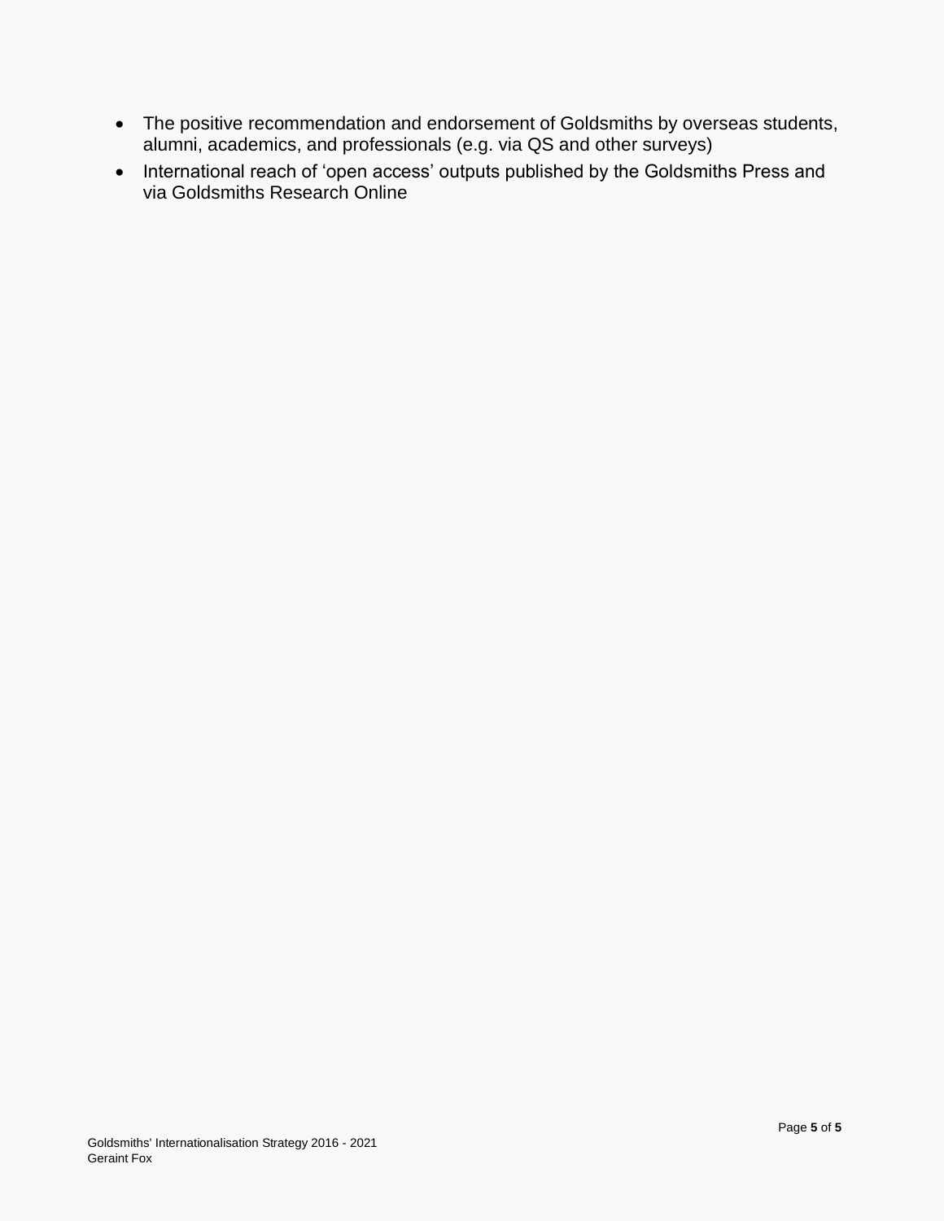- The positive recommendation and endorsement of Goldsmiths by overseas students, alumni, academics, and professionals (e.g. via QS and other surveys)
- International reach of ‘open access’ outputs published by the Goldsmiths Press and via Goldsmiths Research Online